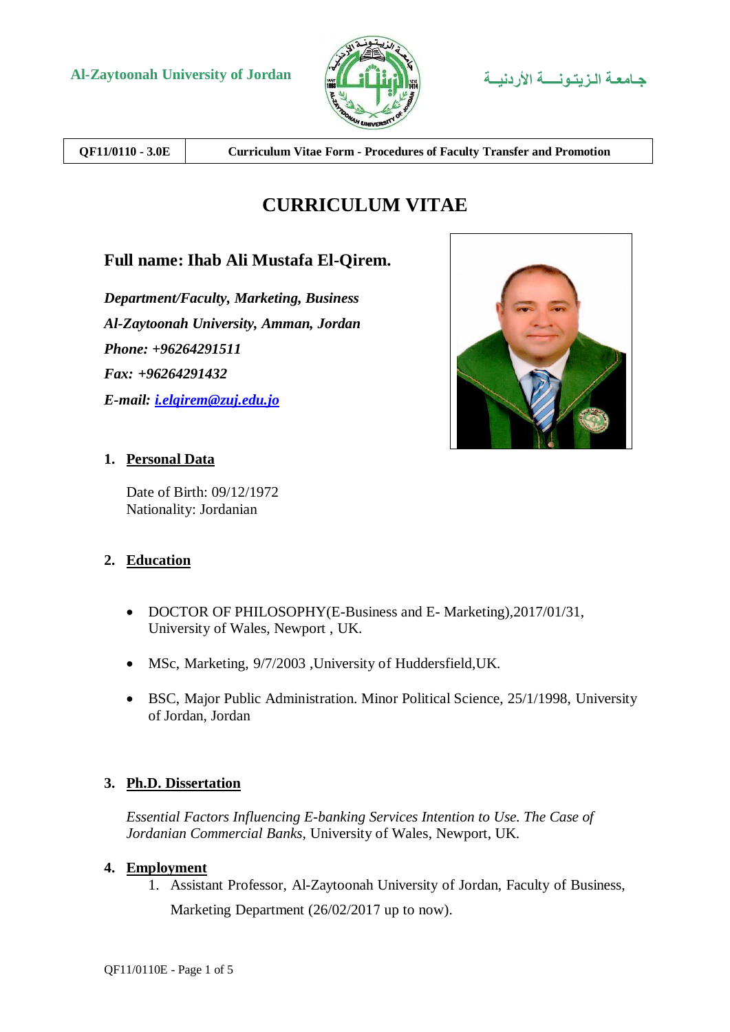Al-Zaytoonah University of Jordan | جـامعـة الـزيـتـونـــة الأردنيــة

| QF11/0110 - 3.0E | Curriculum Vitae Form - Procedures of Faculty Transfer and Promotion |
|---|---|

# CURRICULUM VITAE

## Full name: Ihab Ali Mustafa El-Qirem.

*Department/Faculty, Marketing, Business*
*Al-Zaytoonah University, Amman, Jordan*
*Phone: +96264291511*
*Fax: +96264291432*
*E-mail: i.elqirem@zuj.edu.jo*

### 1. Personal Data

Date of Birth: 09/12/1972
Nationality: Jordanian

### 2. Education

- DOCTOR OF PHILOSOPHY(E-Business and E- Marketing),2017/01/31, University of Wales, Newport , UK.
- MSc, Marketing, 9/7/2003 ,University of Huddersfield,UK.
- BSC, Major Public Administration. Minor Political Science, 25/1/1998, University of Jordan, Jordan

### 3. Ph.D. Dissertation

*Essential Factors Influencing E-banking Services Intention to Use. The Case of Jordanian Commercial Banks*, University of Wales, Newport, UK.

### 4. Employment

1. Assistant Professor, Al-Zaytoonah University of Jordan, Faculty of Business, Marketing Department (26/02/2017 up to now).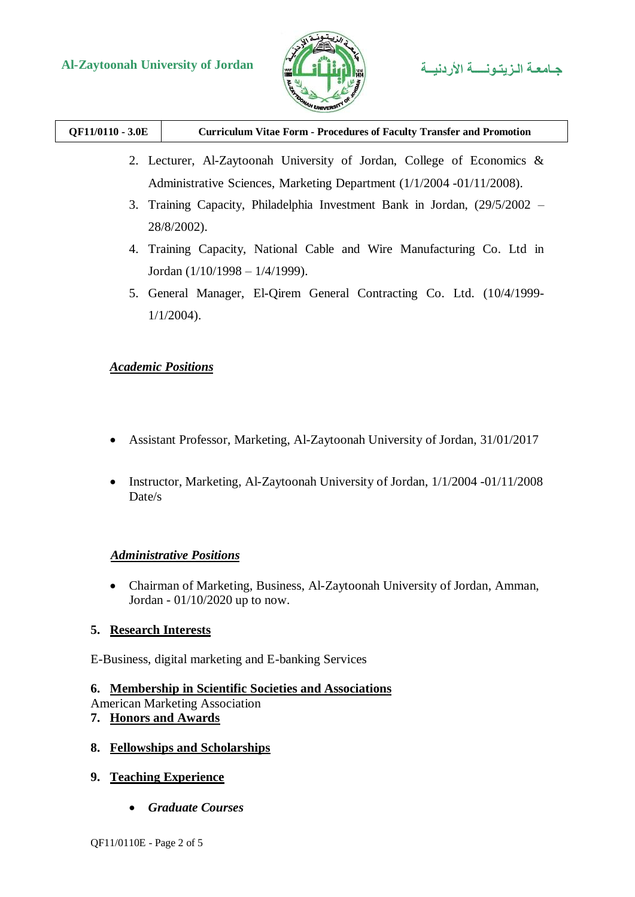2. Lecturer, Al-Zaytoonah University of Jordan, College of Economics & Administrative Sciences, Marketing Department (1/1/2004 -01/11/2008).
3. Training Capacity, Philadelphia Investment Bank in Jordan, (29/5/2002 – 28/8/2002).
4. Training Capacity, National Cable and Wire Manufacturing Co. Ltd in Jordan (1/10/1998 – 1/4/1999).
5. General Manager, El-Qirem General Contracting Co. Ltd. (10/4/1999-1/1/2004).

***Academic Positions***

- Assistant Professor, Marketing, Al-Zaytoonah University of Jordan, 31/01/2017
- Instructor, Marketing, Al-Zaytoonah University of Jordan, 1/1/2004 -01/11/2008 Date/s

***Administrative Positions***

- Chairman of Marketing, Business, Al-Zaytoonah University of Jordan, Amman, Jordan - 01/10/2020 up to now.

## 5. Research Interests

E-Business, digital marketing and E-banking Services

## 6. Membership in Scientific Societies and Associations

American Marketing Association

## 7. Honors and Awards

## 8. Fellowships and Scholarships

## 9. Teaching Experience

- ***Graduate Courses***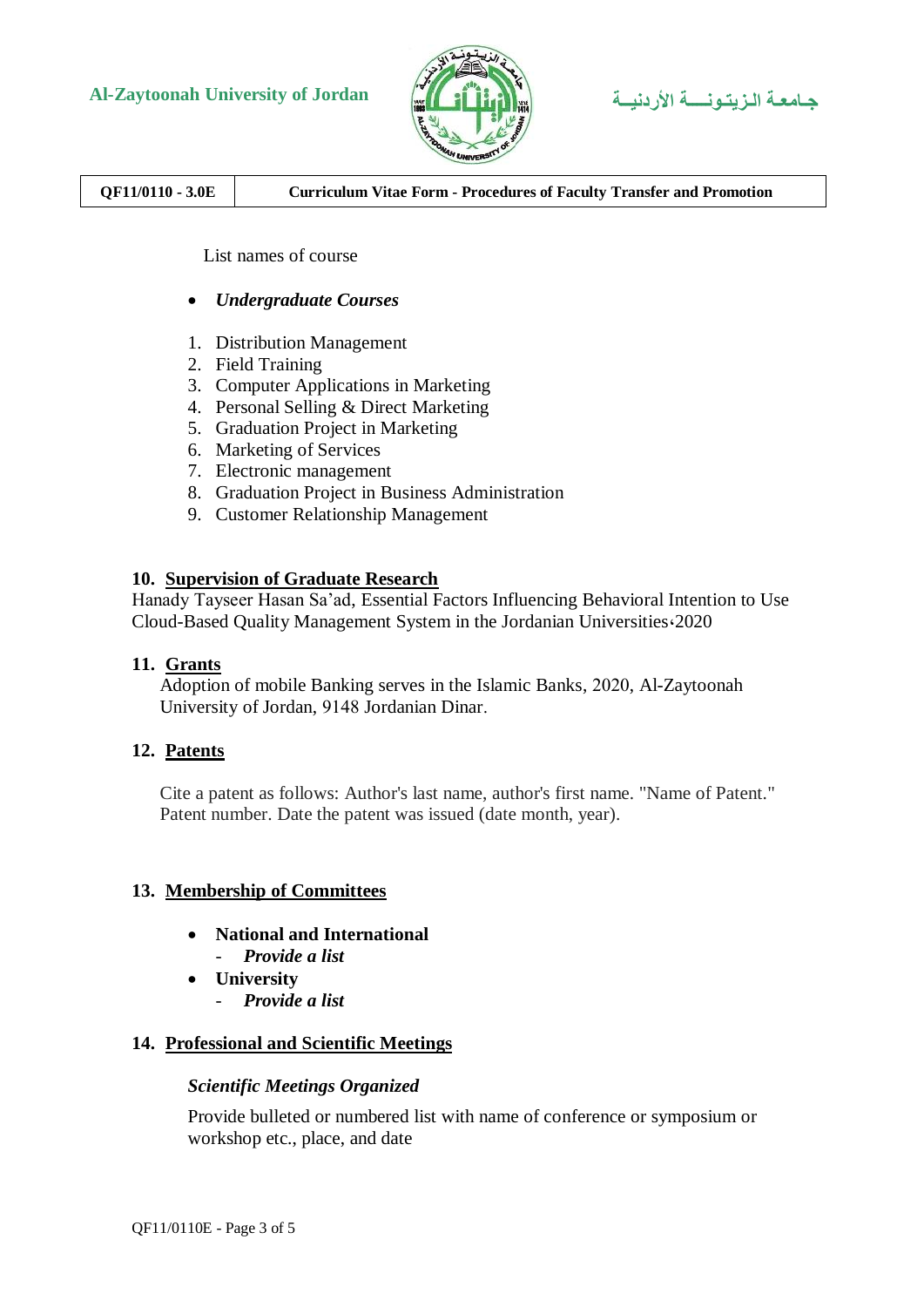List names of course

- *Undergraduate Courses*

1. Distribution Management
2. Field Training
3. Computer Applications in Marketing
4. Personal Selling & Direct Marketing
5. Graduation Project in Marketing
6. Marketing of Services
7. Electronic management
8. Graduation Project in Business Administration
9. Customer Relationship Management

### 10. Supervision of Graduate Research

Hanady Tayseer Hasan Sa'ad, Essential Factors Influencing Behavioral Intention to Use Cloud-Based Quality Management System in the Jordanian Universities،2020

### 11. Grants

Adoption of mobile Banking serves in the Islamic Banks, 2020, Al-Zaytoonah University of Jordan, 9148 Jordanian Dinar.

### 12. Patents

Cite a patent as follows: Author's last name, author's first name. "Name of Patent." Patent number. Date the patent was issued (date month, year).

### 13. Membership of Committees

- **National and International**
  - ***Provide a list***
- **University**
  - ***Provide a list***

### 14. Professional and Scientific Meetings

***Scientific Meetings Organized***

Provide bulleted or numbered list with name of conference or symposium or workshop etc., place, and date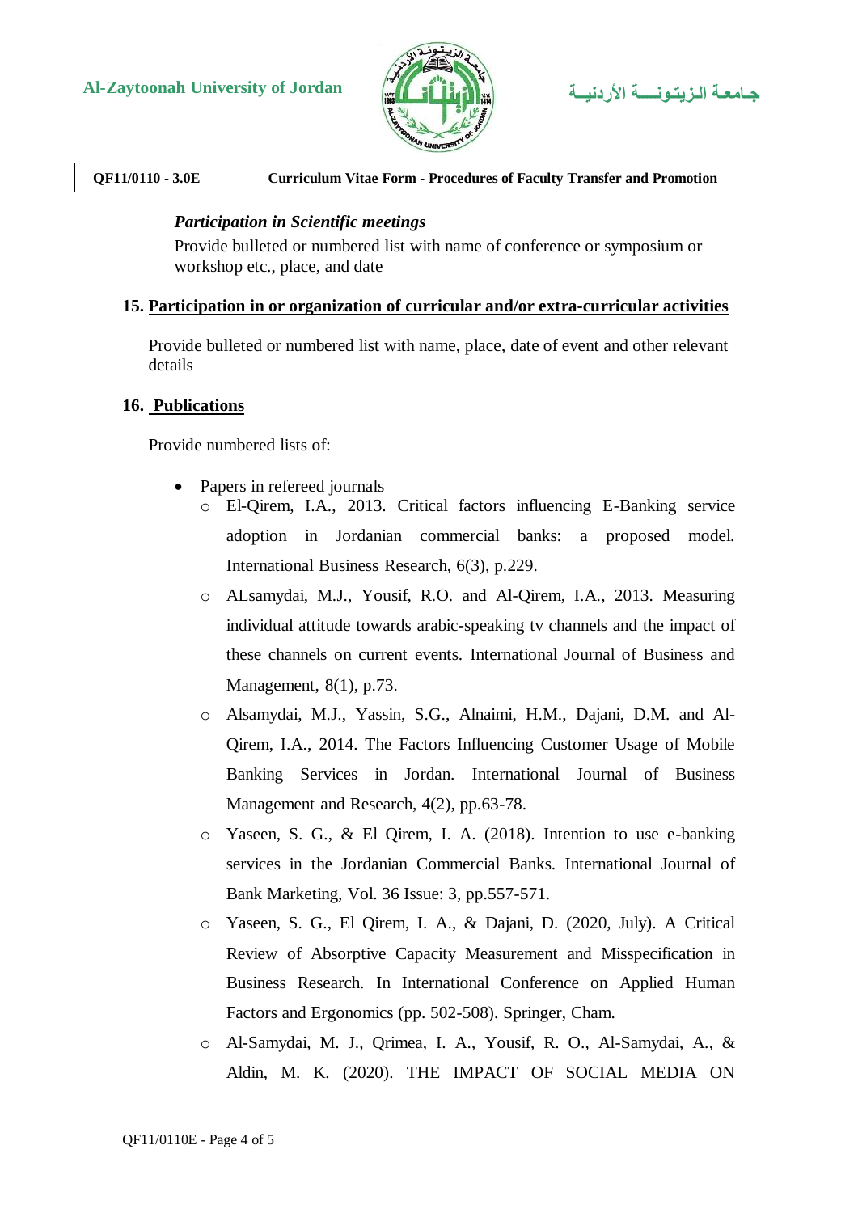*Participation in Scientific meetings*

Provide bulleted or numbered list with name of conference or symposium or workshop etc., place, and date

## 15. Participation in or organization of curricular and/or extra-curricular activities

Provide bulleted or numbered list with name, place, date of event and other relevant details

## 16. Publications

Provide numbered lists of:

- Papers in refereed journals
  - El-Qirem, I.A., 2013. Critical factors influencing E-Banking service adoption in Jordanian commercial banks: a proposed model. International Business Research, 6(3), p.229.
  - ALsamydai, M.J., Yousif, R.O. and Al-Qirem, I.A., 2013. Measuring individual attitude towards arabic-speaking tv channels and the impact of these channels on current events. International Journal of Business and Management, 8(1), p.73.
  - Alsamydai, M.J., Yassin, S.G., Alnaimi, H.M., Dajani, D.M. and Al-Qirem, I.A., 2014. The Factors Influencing Customer Usage of Mobile Banking Services in Jordan. International Journal of Business Management and Research, 4(2), pp.63-78.
  - Yaseen, S. G., & El Qirem, I. A. (2018). Intention to use e-banking services in the Jordanian Commercial Banks. International Journal of Bank Marketing, Vol. 36 Issue: 3, pp.557-571.
  - Yaseen, S. G., El Qirem, I. A., & Dajani, D. (2020, July). A Critical Review of Absorptive Capacity Measurement and Misspecification in Business Research. In International Conference on Applied Human Factors and Ergonomics (pp. 502-508). Springer, Cham.
  - Al-Samydai, M. J., Qrimea, I. A., Yousif, R. O., Al-Samydai, A., & Aldin, M. K. (2020). THE IMPACT OF SOCIAL MEDIA ON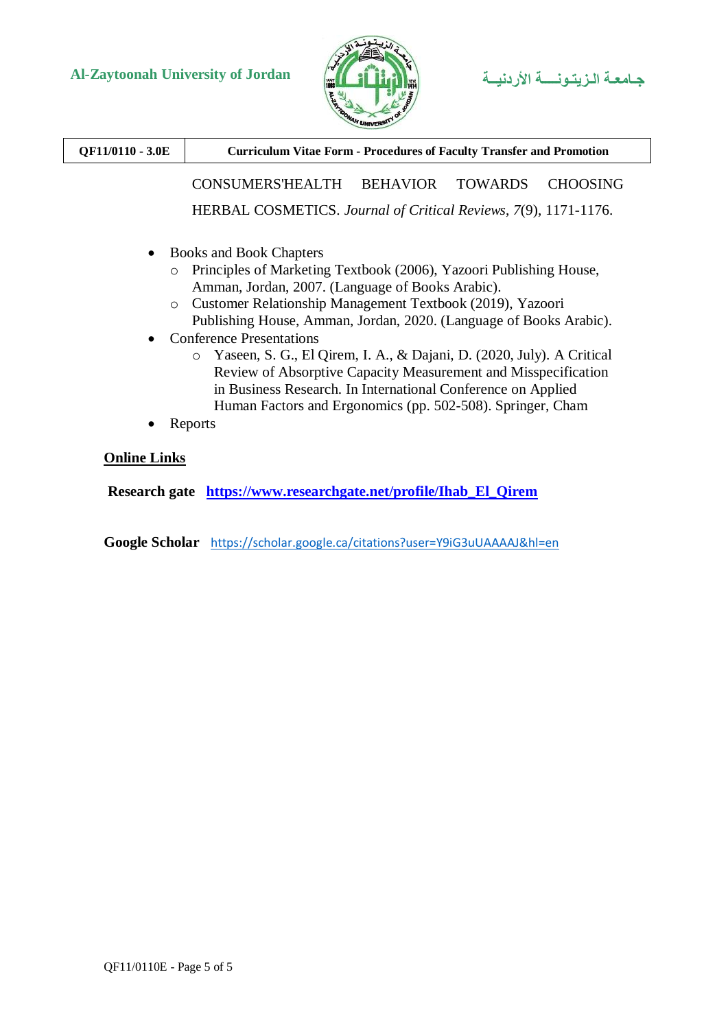CONSUMERS'HEALTH BEHAVIOR TOWARDS CHOOSING HERBAL COSMETICS. *Journal of Critical Reviews*, *7*(9), 1171-1176.

- Books and Book Chapters
  - Principles of Marketing Textbook (2006), Yazoori Publishing House, Amman, Jordan, 2007. (Language of Books Arabic).
  - Customer Relationship Management Textbook (2019), Yazoori Publishing House, Amman, Jordan, 2020. (Language of Books Arabic).
- Conference Presentations
  - Yaseen, S. G., El Qirem, I. A., & Dajani, D. (2020, July). A Critical Review of Absorptive Capacity Measurement and Misspecification in Business Research. In International Conference on Applied Human Factors and Ergonomics (pp. 502-508). Springer, Cham
- Reports

**Online Links**

**Research gate** [https://www.researchgate.net/profile/Ihab_El_Qirem](https://www.researchgate.net/profile/Ihab_El_Qirem)

**Google Scholar** [https://scholar.google.ca/citations?user=Y9iG3uUAAAAJ&hl=en](https://scholar.google.ca/citations?user=Y9iG3uUAAAAJ&hl=en)